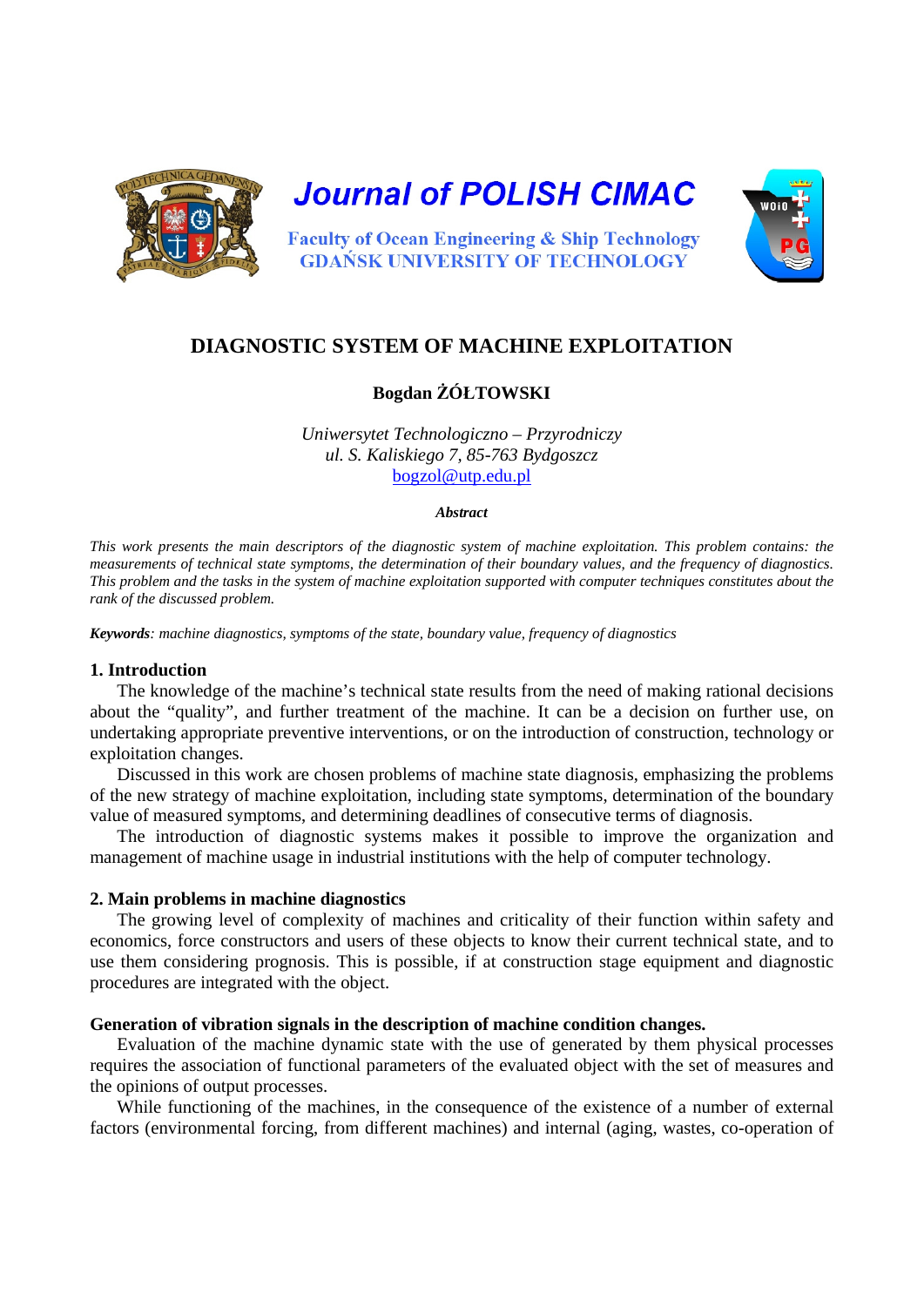# DIAGNOSTIC SYSTEM OF MACHINE EXPLOITATION

**Bogdan ŻÓŁTOWSKI**

*Uniwersytet Technologiczno – Przyrodniczy*
*ul. S. Kaliskiego 7, 85-763 Bydgoszcz*
bogzol@utp.edu.pl

***Abstract***

*This work presents the main descriptors of the diagnostic system of machine exploitation. This problem contains: the measurements of technical state symptoms, the determination of their boundary values, and the frequency of diagnostics. This problem and the tasks in the system of machine exploitation supported with computer techniques constitutes about the rank of the discussed problem.*

***Keywords****: machine diagnostics, symptoms of the state, boundary value, frequency of diagnostics*

## 1. Introduction

The knowledge of the machine's technical state results from the need of making rational decisions about the "quality", and further treatment of the machine. It can be a decision on further use, on undertaking appropriate preventive interventions, or on the introduction of construction, technology or exploitation changes.

Discussed in this work are chosen problems of machine state diagnosis, emphasizing the problems of the new strategy of machine exploitation, including state symptoms, determination of the boundary value of measured symptoms, and determining deadlines of consecutive terms of diagnosis.

The introduction of diagnostic systems makes it possible to improve the organization and management of machine usage in industrial institutions with the help of computer technology.

## 2. Main problems in machine diagnostics

The growing level of complexity of machines and criticality of their function within safety and economics, force constructors and users of these objects to know their current technical state, and to use them considering prognosis. This is possible, if at construction stage equipment and diagnostic procedures are integrated with the object.

### Generation of vibration signals in the description of machine condition changes.

Evaluation of the machine dynamic state with the use of generated by them physical processes requires the association of functional parameters of the evaluated object with the set of measures and the opinions of output processes.

While functioning of the machines, in the consequence of the existence of a number of external factors (environmental forcing, from different machines) and internal (aging, wastes, co-operation of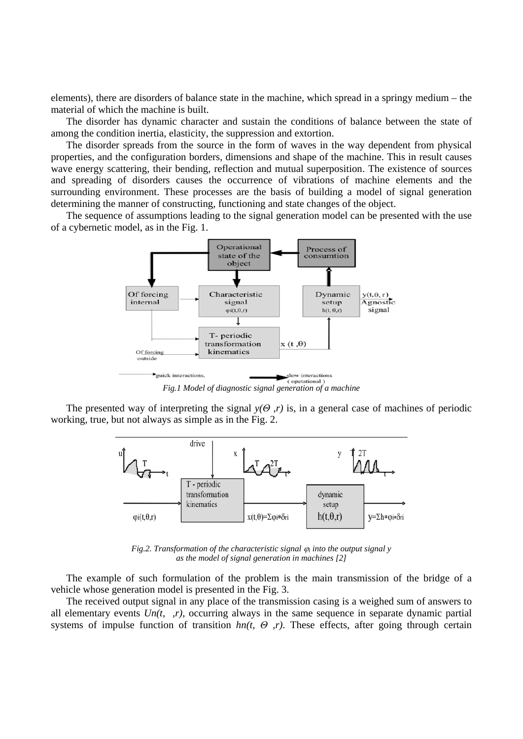elements), there are disorders of balance state in the machine, which spread in a springy medium – the material of which the machine is built.

The disorder has dynamic character and sustain the conditions of balance between the state of among the condition inertia, elasticity, the suppression and extortion.

The disorder spreads from the source in the form of waves in the way dependent from physical properties, and the configuration borders, dimensions and shape of the machine. This in result causes wave energy scattering, their bending, reflection and mutual superposition. The existence of sources and spreading of disorders causes the occurrence of vibrations of machine elements and the surrounding environment. These processes are the basis of building a model of signal generation determining the manner of constructing, functioning and state changes of the object.

The sequence of assumptions leading to the signal generation model can be presented with the use of a cybernetic model, as in the Fig. 1.

*Fig.1 Model of diagnostic signal generation of a machine*

The presented way of interpreting the signal $y(\Theta, r)$ is, in a general case of machines of periodic working, true, but not always as simple as in the Fig. 2.

*Fig.2. Transformation of the characteristic signal $\varphi_i$ into the output signal y as the model of signal generation in machines [2]*

The example of such formulation of the problem is the main transmission of the bridge of a vehicle whose generation model is presented in the Fig. 3.

The received output signal in any place of the transmission casing is a weighed sum of answers to all elementary events *Un(t, ,r)*, occurring always in the same sequence in separate dynamic partial systems of impulse function of transition $hn(t, \Theta, r)$. These effects, after going through certain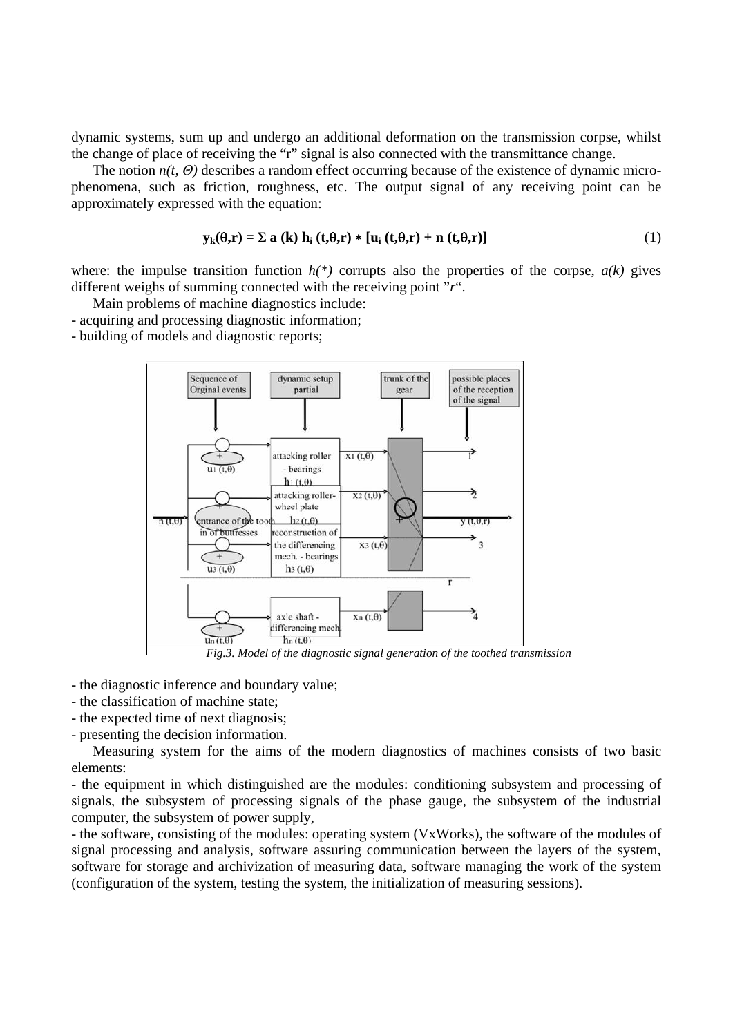dynamic systems, sum up and undergo an additional deformation on the transmission corpse, whilst the change of place of receiving the "r" signal is also connected with the transmittance change.

The notion $n(t, \Theta)$ describes a random effect occurring because of the existence of dynamic micro-phenomena, such as friction, roughness, etc. The output signal of any receiving point can be approximately expressed with the equation:

$$\mathbf{y_k(\theta,r) = \Sigma\ a\ (k)\ h_i\ (t,\theta,r) * [u_i\ (t,\theta,r) + n\ (t,\theta,r)]} \tag{1}$$

where: the impulse transition function $h(*)$ corrupts also the properties of the corpse, $a(k)$ gives different weighs of summing connected with the receiving point "$r$".

Main problems of machine diagnostics include:

- acquiring and processing diagnostic information;
- building of models and diagnostic reports;

*Fig.3. Model of the diagnostic signal generation of the toothed transmission*

- the diagnostic inference and boundary value;
- the classification of machine state;
- the expected time of next diagnosis;
- presenting the decision information.

Measuring system for the aims of the modern diagnostics of machines consists of two basic elements:

- the equipment in which distinguished are the modules: conditioning subsystem and processing of signals, the subsystem of processing signals of the phase gauge, the subsystem of the industrial computer, the subsystem of power supply,
- the software, consisting of the modules: operating system (VxWorks), the software of the modules of signal processing and analysis, software assuring communication between the layers of the system, software for storage and archivization of measuring data, software managing the work of the system (configuration of the system, testing the system, the initialization of measuring sessions).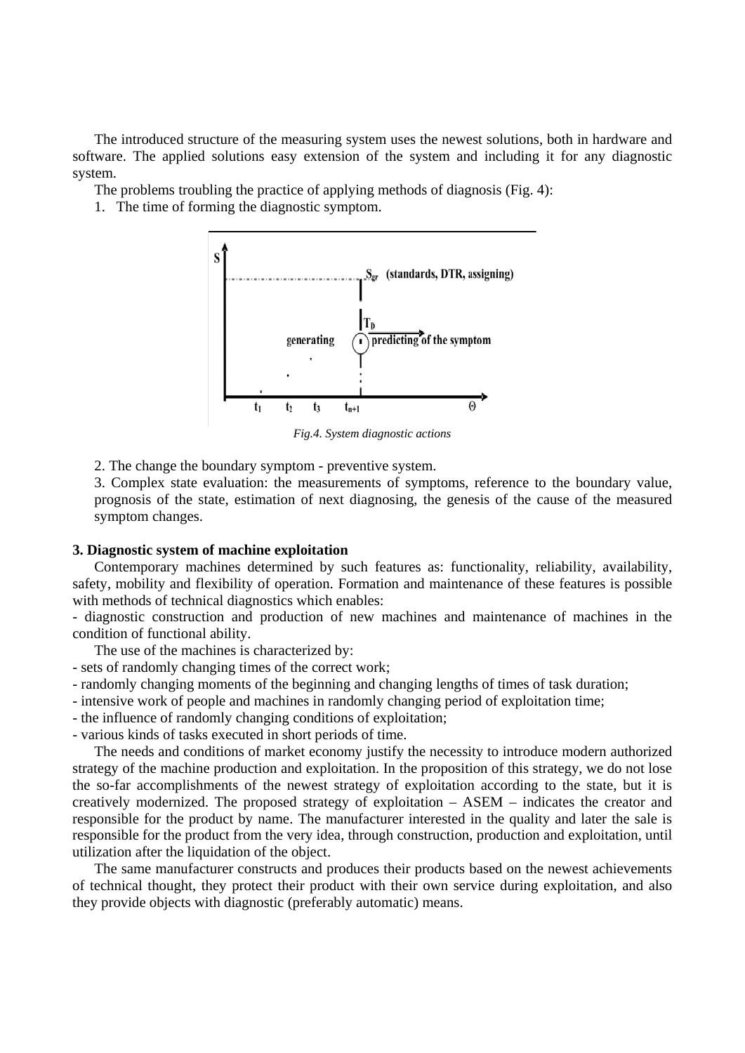The introduced structure of the measuring system uses the newest solutions, both in hardware and software. The applied solutions easy extension of the system and including it for any diagnostic system.

The problems troubling the practice of applying methods of diagnosis (Fig. 4):

1. The time of forming the diagnostic symptom.

*Fig.4. System diagnostic actions*

2. The change the boundary symptom - preventive system.
3. Complex state evaluation: the measurements of symptoms, reference to the boundary value, prognosis of the state, estimation of next diagnosing, the genesis of the cause of the measured symptom changes.

### 3. Diagnostic system of machine exploitation

Contemporary machines determined by such features as: functionality, reliability, availability, safety, mobility and flexibility of operation. Formation and maintenance of these features is possible with methods of technical diagnostics which enables:

- diagnostic construction and production of new machines and maintenance of machines in the condition of functional ability.

The use of the machines is characterized by:

- sets of randomly changing times of the correct work;
- randomly changing moments of the beginning and changing lengths of times of task duration;
- intensive work of people and machines in randomly changing period of exploitation time;
- the influence of randomly changing conditions of exploitation;
- various kinds of tasks executed in short periods of time.

The needs and conditions of market economy justify the necessity to introduce modern authorized strategy of the machine production and exploitation. In the proposition of this strategy, we do not lose the so-far accomplishments of the newest strategy of exploitation according to the state, but it is creatively modernized. The proposed strategy of exploitation – ASEM – indicates the creator and responsible for the product by name. The manufacturer interested in the quality and later the sale is responsible for the product from the very idea, through construction, production and exploitation, until utilization after the liquidation of the object.

The same manufacturer constructs and produces their products based on the newest achievements of technical thought, they protect their product with their own service during exploitation, and also they provide objects with diagnostic (preferably automatic) means.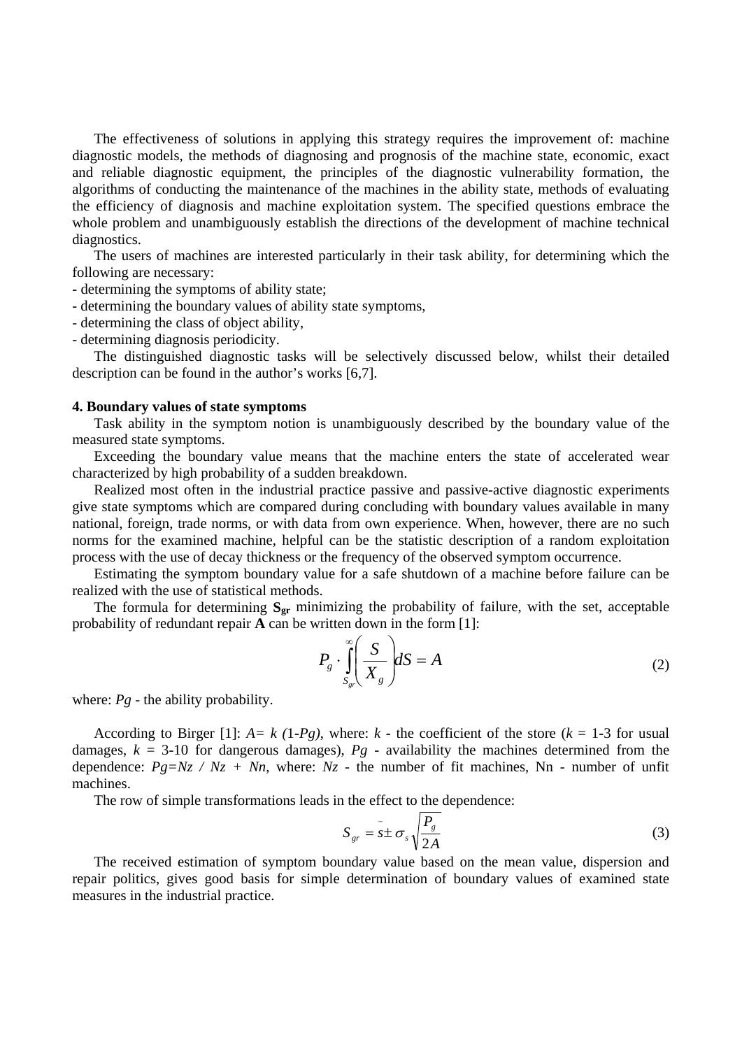The effectiveness of solutions in applying this strategy requires the improvement of: machine diagnostic models, the methods of diagnosing and prognosis of the machine state, economic, exact and reliable diagnostic equipment, the principles of the diagnostic vulnerability formation, the algorithms of conducting the maintenance of the machines in the ability state, methods of evaluating the efficiency of diagnosis and machine exploitation system. The specified questions embrace the whole problem and unambiguously establish the directions of the development of machine technical diagnostics.

The users of machines are interested particularly in their task ability, for determining which the following are necessary:

- determining the symptoms of ability state;
- determining the boundary values of ability state symptoms,
- determining the class of object ability,
- determining diagnosis periodicity.

The distinguished diagnostic tasks will be selectively discussed below, whilst their detailed description can be found in the author's works [6,7].

**4. Boundary values of state symptoms**

Task ability in the symptom notion is unambiguously described by the boundary value of the measured state symptoms.

Exceeding the boundary value means that the machine enters the state of accelerated wear characterized by high probability of a sudden breakdown.

Realized most often in the industrial practice passive and passive-active diagnostic experiments give state symptoms which are compared during concluding with boundary values available in many national, foreign, trade norms, or with data from own experience. When, however, there are no such norms for the examined machine, helpful can be the statistic description of a random exploitation process with the use of decay thickness or the frequency of the observed symptom occurrence.

Estimating the symptom boundary value for a safe shutdown of a machine before failure can be realized with the use of statistical methods.

The formula for determining $\mathbf{S_{gr}}$ minimizing the probability of failure, with the set, acceptable probability of redundant repair **A** can be written down in the form [1]:

$$P_g \cdot \int_{S_{gr}}^{\infty} \left( \frac{S}{X_g} \right) dS = A \tag{2}$$

where: *Pg* - the ability probability.

According to Birger [1]: $A = k\,(1\text{-}Pg)$, where: $k$ - the coefficient of the store ($k$ = 1-3 for usual damages, $k$ = 3-10 for dangerous damages), *Pg* - availability the machines determined from the dependence: $Pg=Nz\ /\ Nz\ +\ Nn$, where: *Nz* - the number of fit machines, Nn - number of unfit machines.

The row of simple transformations leads in the effect to the dependence:

$$S_{gr} = \bar{s} \pm \sigma_s \sqrt{\frac{P_g}{2A}} \tag{3}$$

The received estimation of symptom boundary value based on the mean value, dispersion and repair politics, gives good basis for simple determination of boundary values of examined state measures in the industrial practice.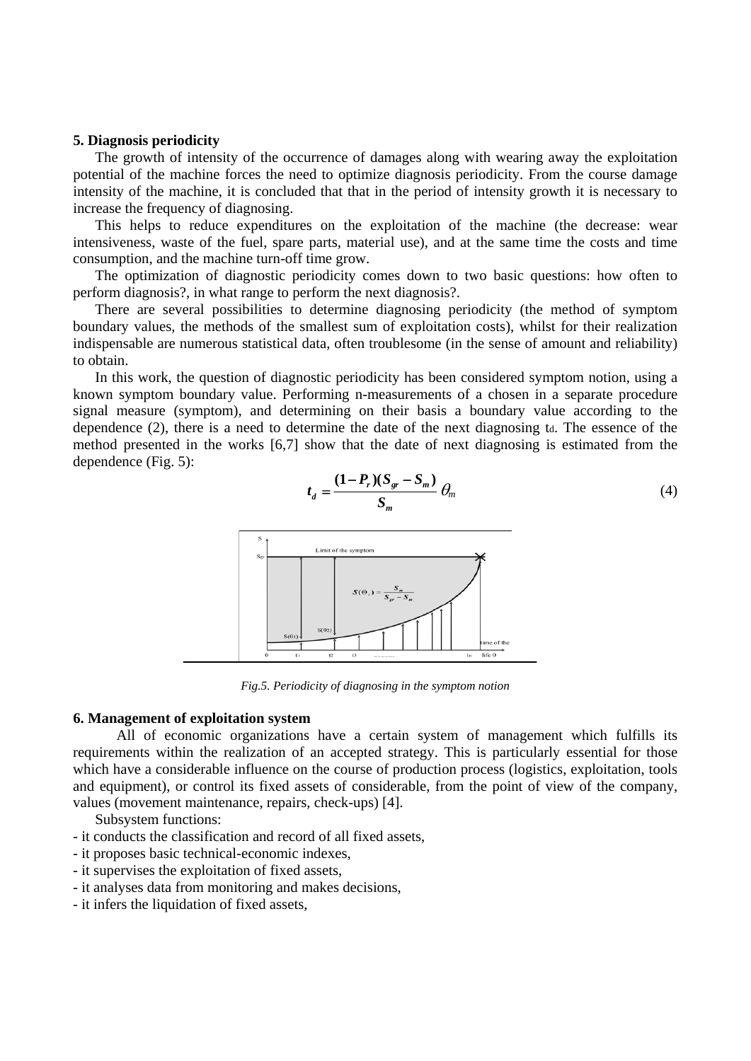## 5. Diagnosis periodicity

The growth of intensity of the occurrence of damages along with wearing away the exploitation potential of the machine forces the need to optimize diagnosis periodicity. From the course damage intensity of the machine, it is concluded that that in the period of intensity growth it is necessary to increase the frequency of diagnosing.

This helps to reduce expenditures on the exploitation of the machine (the decrease: wear intensiveness, waste of the fuel, spare parts, material use), and at the same time the costs and time consumption, and the machine turn-off time grow.

The optimization of diagnostic periodicity comes down to two basic questions: how often to perform diagnosis?, in what range to perform the next diagnosis?.

There are several possibilities to determine diagnosing periodicity (the method of symptom boundary values, the methods of the smallest sum of exploitation costs), whilst for their realization indispensable are numerous statistical data, often troublesome (in the sense of amount and reliability) to obtain.

In this work, the question of diagnostic periodicity has been considered symptom notion, using a known symptom boundary value. Performing n-measurements of a chosen in a separate procedure signal measure (symptom), and determining on their basis a boundary value according to the dependence (2), there is a need to determine the date of the next diagnosing $t_d$. The essence of the method presented in the works [6,7] show that the date of next diagnosing is estimated from the dependence (Fig. 5):

$$t_d = \frac{(1 - P_r)(S_{gr} - S_m)}{S_m}\,\theta_m \tag{4}$$

*Fig.5. Periodicity of diagnosing in the symptom notion*

## 6. Management of exploitation system

All of economic organizations have a certain system of management which fulfills its requirements within the realization of an accepted strategy. This is particularly essential for those which have a considerable influence on the course of production process (logistics, exploitation, tools and equipment), or control its fixed assets of considerable, from the point of view of the company, values (movement maintenance, repairs, check-ups) [4].

Subsystem functions:

- it conducts the classification and record of all fixed assets,
- it proposes basic technical-economic indexes,
- it supervises the exploitation of fixed assets,
- it analyses data from monitoring and makes decisions,
- it infers the liquidation of fixed assets,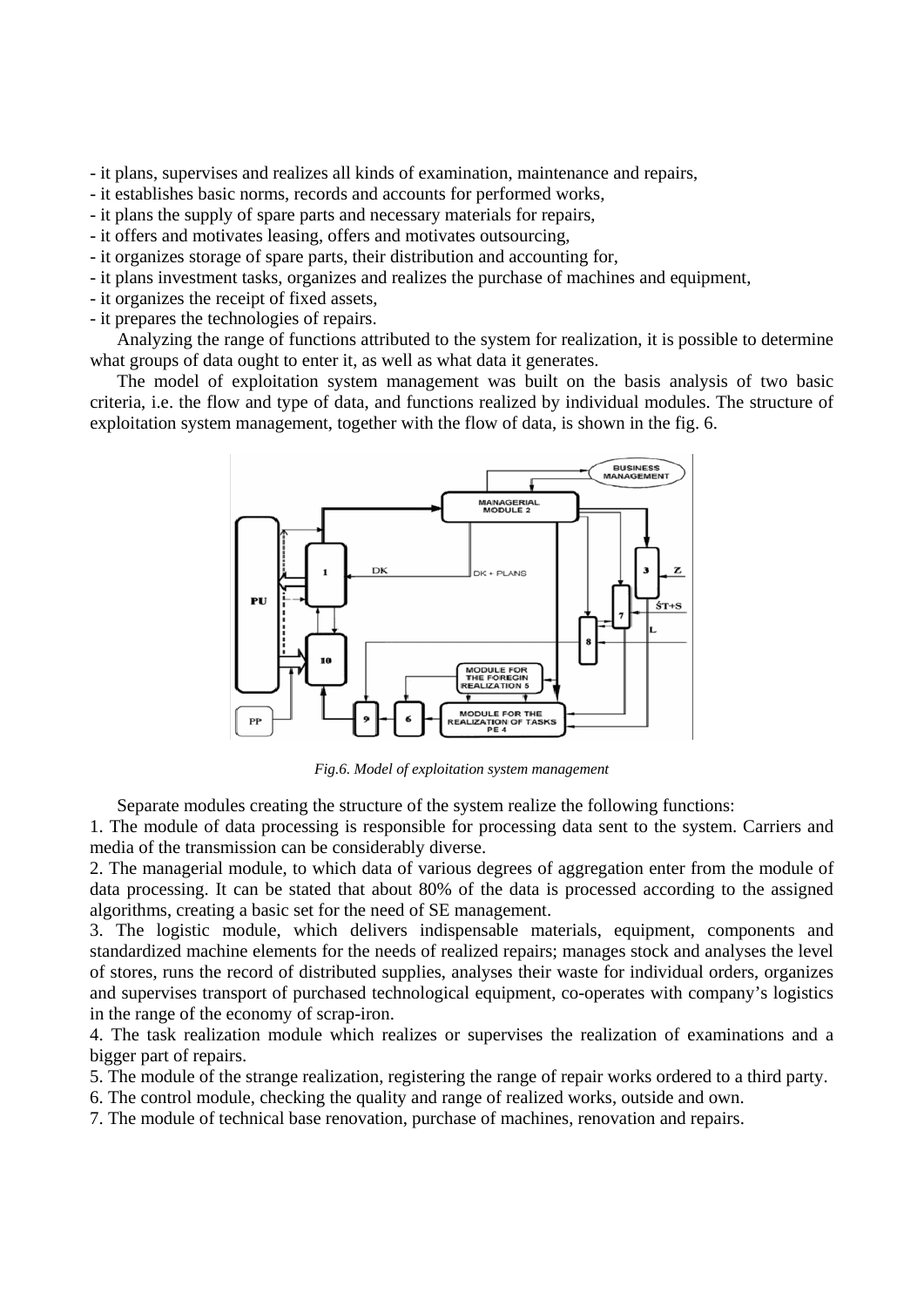- it plans, supervises and realizes all kinds of examination, maintenance and repairs,
- it establishes basic norms, records and accounts for performed works,
- it plans the supply of spare parts and necessary materials for repairs,
- it offers and motivates leasing, offers and motivates outsourcing,
- it organizes storage of spare parts, their distribution and accounting for,
- it plans investment tasks, organizes and realizes the purchase of machines and equipment,
- it organizes the receipt of fixed assets,
- it prepares the technologies of repairs.

Analyzing the range of functions attributed to the system for realization, it is possible to determine what groups of data ought to enter it, as well as what data it generates.

The model of exploitation system management was built on the basis analysis of two basic criteria, i.e. the flow and type of data, and functions realized by individual modules. The structure of exploitation system management, together with the flow of data, is shown in the fig. 6.

*Fig.6. Model of exploitation system management*

Separate modules creating the structure of the system realize the following functions:

1. The module of data processing is responsible for processing data sent to the system. Carriers and media of the transmission can be considerably diverse.
2. The managerial module, to which data of various degrees of aggregation enter from the module of data processing. It can be stated that about 80% of the data is processed according to the assigned algorithms, creating a basic set for the need of SE management.
3. The logistic module, which delivers indispensable materials, equipment, components and standardized machine elements for the needs of realized repairs; manages stock and analyses the level of stores, runs the record of distributed supplies, analyses their waste for individual orders, organizes and supervises transport of purchased technological equipment, co-operates with company's logistics in the range of the economy of scrap-iron.
4. The task realization module which realizes or supervises the realization of examinations and a bigger part of repairs.
5. The module of the strange realization, registering the range of repair works ordered to a third party.
6. The control module, checking the quality and range of realized works, outside and own.
7. The module of technical base renovation, purchase of machines, renovation and repairs.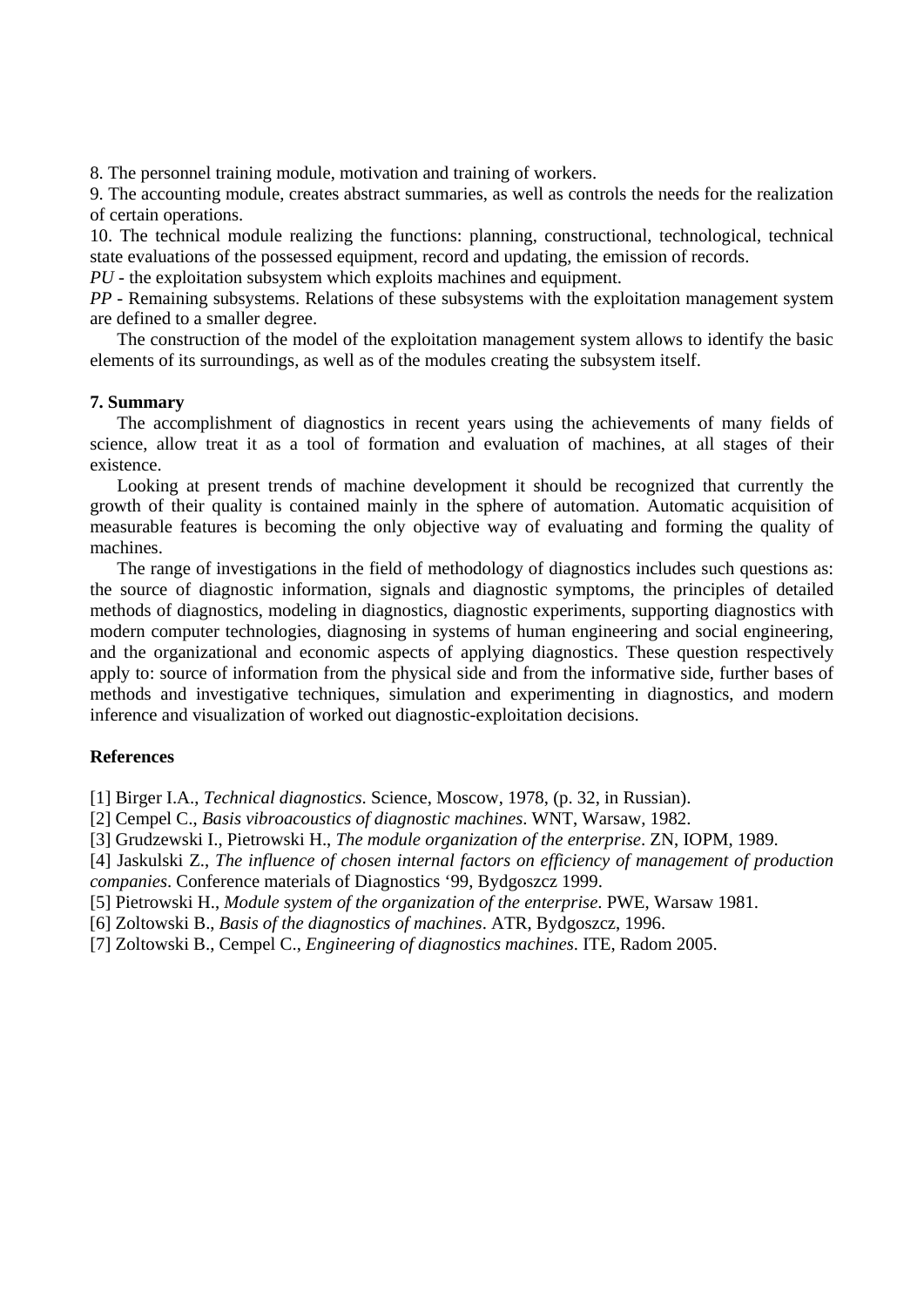8. The personnel training module, motivation and training of workers.
9. The accounting module, creates abstract summaries, as well as controls the needs for the realization of certain operations.
10. The technical module realizing the functions: planning, constructional, technological, technical state evaluations of the possessed equipment, record and updating, the emission of records.

*PU* - the exploitation subsystem which exploits machines and equipment.

*PP* - Remaining subsystems. Relations of these subsystems with the exploitation management system are defined to a smaller degree.

The construction of the model of the exploitation management system allows to identify the basic elements of its surroundings, as well as of the modules creating the subsystem itself.

## 7. Summary

The accomplishment of diagnostics in recent years using the achievements of many fields of science, allow treat it as a tool of formation and evaluation of machines, at all stages of their existence.

Looking at present trends of machine development it should be recognized that currently the growth of their quality is contained mainly in the sphere of automation. Automatic acquisition of measurable features is becoming the only objective way of evaluating and forming the quality of machines.

The range of investigations in the field of methodology of diagnostics includes such questions as: the source of diagnostic information, signals and diagnostic symptoms, the principles of detailed methods of diagnostics, modeling in diagnostics, diagnostic experiments, supporting diagnostics with modern computer technologies, diagnosing in systems of human engineering and social engineering, and the organizational and economic aspects of applying diagnostics. These question respectively apply to: source of information from the physical side and from the informative side, further bases of methods and investigative techniques, simulation and experimenting in diagnostics, and modern inference and visualization of worked out diagnostic-exploitation decisions.

## References

[1] Birger I.A., *Technical diagnostics*. Science, Moscow, 1978, (p. 32, in Russian).
[2] Cempel C., *Basis vibroacoustics of diagnostic machines*. WNT, Warsaw, 1982.
[3] Grudzewski I., Pietrowski H., *The module organization of the enterprise*. ZN, IOPM, 1989.
[4] Jaskulski Z., *The influence of chosen internal factors on efficiency of management of production companies*. Conference materials of Diagnostics '99, Bydgoszcz 1999.
[5] Pietrowski H., *Module system of the organization of the enterprise*. PWE, Warsaw 1981.
[6] Zoltowski B., *Basis of the diagnostics of machines*. ATR, Bydgoszcz, 1996.
[7] Zoltowski B., Cempel C., *Engineering of diagnostics machines*. ITE, Radom 2005.